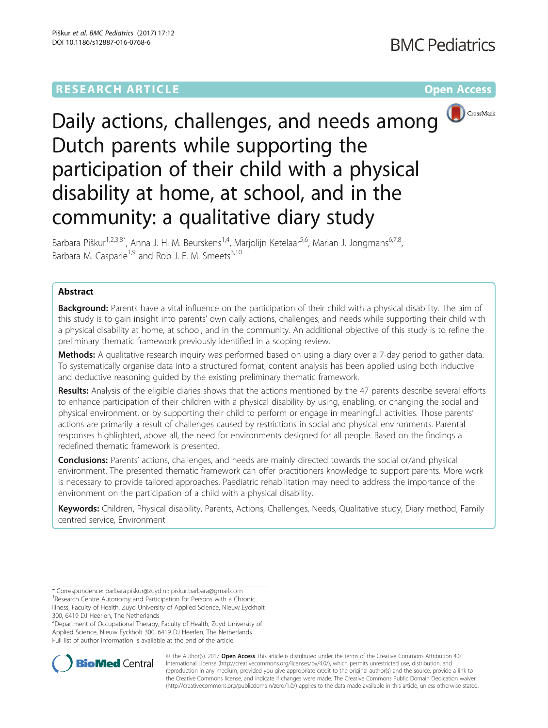RESEARCH ARTICLE

Open Access

# Daily actions, challenges, and needs among Dutch parents while supporting the participation of their child with a physical disability at home, at school, and in the community: a qualitative diary study

Barbara Piškur[1,2,3,8*], Anna J. H. M. Beurskens[1,4], Marjolijn Ketelaar[5,6], Marian J. Jongmans[6,7,8], Barbara M. Casparie[1,9] and Rob J. E. M. Smeets[3,10]

## Abstract

**Background:** Parents have a vital influence on the participation of their child with a physical disability. The aim of this study is to gain insight into parents' own daily actions, challenges, and needs while supporting their child with a physical disability at home, at school, and in the community. An additional objective of this study is to refine the preliminary thematic framework previously identified in a scoping review.

**Methods:** A qualitative research inquiry was performed based on using a diary over a 7-day period to gather data. To systematically organise data into a structured format, content analysis has been applied using both inductive and deductive reasoning guided by the existing preliminary thematic framework.

**Results:** Analysis of the eligible diaries shows that the actions mentioned by the 47 parents describe several efforts to enhance participation of their children with a physical disability by using, enabling, or changing the social and physical environment, or by supporting their child to perform or engage in meaningful activities. Those parents' actions are primarily a result of challenges caused by restrictions in social and physical environments. Parental responses highlighted, above all, the need for environments designed for all people. Based on the findings a redefined thematic framework is presented.

**Conclusions:** Parents' actions, challenges, and needs are mainly directed towards the social or/and physical environment. The presented thematic framework can offer practitioners knowledge to support parents. More work is necessary to provide tailored approaches. Paediatric rehabilitation may need to address the importance of the environment on the participation of a child with a physical disability.

**Keywords:** Children, Physical disability, Parents, Actions, Challenges, Needs, Qualitative study, Diary method, Family centred service, Environment

---

* Correspondence: barbara.piskur@zuyd.nl; piskur.barbara@gmail.com
[1]Research Centre Autonomy and Participation for Persons with a Chronic Illness, Faculty of Health, Zuyd University of Applied Science, Nieuw Eyckholt 300, 6419 DJ Heerlen, The Netherlands
[2]Department of Occupational Therapy, Faculty of Health, Zuyd University of Applied Science, Nieuw Eyckholt 300, 6419 DJ Heerlen, The Netherlands
Full list of author information is available at the end of the article

© The Author(s). 2017 **Open Access** This article is distributed under the terms of the Creative Commons Attribution 4.0 International License (http://creativecommons.org/licenses/by/4.0/), which permits unrestricted use, distribution, and reproduction in any medium, provided you give appropriate credit to the original author(s) and the source, provide a link to the Creative Commons license, and indicate if changes were made. The Creative Commons Public Domain Dedication waiver (http://creativecommons.org/publicdomain/zero/1.0/) applies to the data made available in this article, unless otherwise stated.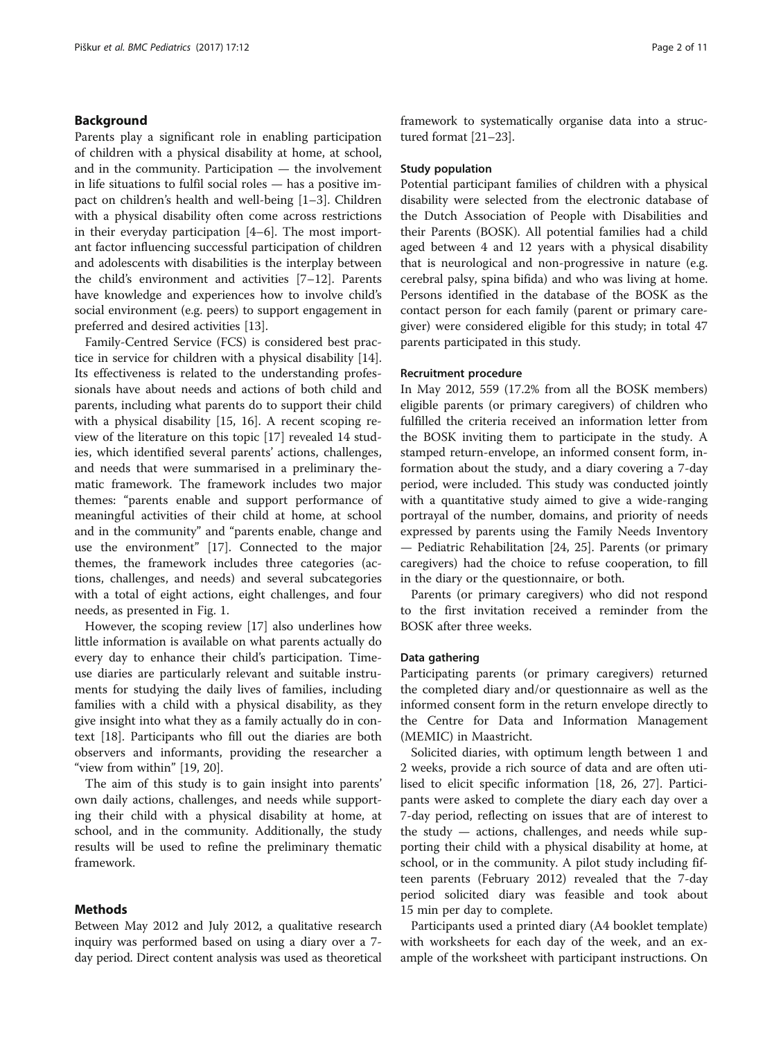## Background

Parents play a significant role in enabling participation of children with a physical disability at home, at school, and in the community. Participation — the involvement in life situations to fulfil social roles — has a positive impact on children's health and well-being [1–3]. Children with a physical disability often come across restrictions in their everyday participation [4–6]. The most important factor influencing successful participation of children and adolescents with disabilities is the interplay between the child's environment and activities [7–12]. Parents have knowledge and experiences how to involve child's social environment (e.g. peers) to support engagement in preferred and desired activities [13].

Family-Centred Service (FCS) is considered best practice in service for children with a physical disability [14]. Its effectiveness is related to the understanding professionals have about needs and actions of both child and parents, including what parents do to support their child with a physical disability [15, 16]. A recent scoping review of the literature on this topic [17] revealed 14 studies, which identified several parents' actions, challenges, and needs that were summarised in a preliminary thematic framework. The framework includes two major themes: "parents enable and support performance of meaningful activities of their child at home, at school and in the community" and "parents enable, change and use the environment" [17]. Connected to the major themes, the framework includes three categories (actions, challenges, and needs) and several subcategories with a total of eight actions, eight challenges, and four needs, as presented in Fig. 1.

However, the scoping review [17] also underlines how little information is available on what parents actually do every day to enhance their child's participation. Time-use diaries are particularly relevant and suitable instruments for studying the daily lives of families, including families with a child with a physical disability, as they give insight into what they as a family actually do in context [18]. Participants who fill out the diaries are both observers and informants, providing the researcher a "view from within" [19, 20].

The aim of this study is to gain insight into parents' own daily actions, challenges, and needs while supporting their child with a physical disability at home, at school, and in the community. Additionally, the study results will be used to refine the preliminary thematic framework.

## Methods

Between May 2012 and July 2012, a qualitative research inquiry was performed based on using a diary over a 7-day period. Direct content analysis was used as theoretical framework to systematically organise data into a structured format [21–23].

### Study population

Potential participant families of children with a physical disability were selected from the electronic database of the Dutch Association of People with Disabilities and their Parents (BOSK). All potential families had a child aged between 4 and 12 years with a physical disability that is neurological and non-progressive in nature (e.g. cerebral palsy, spina bifida) and who was living at home. Persons identified in the database of the BOSK as the contact person for each family (parent or primary caregiver) were considered eligible for this study; in total 47 parents participated in this study.

### Recruitment procedure

In May 2012, 559 (17.2% from all the BOSK members) eligible parents (or primary caregivers) of children who fulfilled the criteria received an information letter from the BOSK inviting them to participate in the study. A stamped return-envelope, an informed consent form, information about the study, and a diary covering a 7-day period, were included. This study was conducted jointly with a quantitative study aimed to give a wide-ranging portrayal of the number, domains, and priority of needs expressed by parents using the Family Needs Inventory — Pediatric Rehabilitation [24, 25]. Parents (or primary caregivers) had the choice to refuse cooperation, to fill in the diary or the questionnaire, or both.

Parents (or primary caregivers) who did not respond to the first invitation received a reminder from the BOSK after three weeks.

### Data gathering

Participating parents (or primary caregivers) returned the completed diary and/or questionnaire as well as the informed consent form in the return envelope directly to the Centre for Data and Information Management (MEMIC) in Maastricht.

Solicited diaries, with optimum length between 1 and 2 weeks, provide a rich source of data and are often utilised to elicit specific information [18, 26, 27]. Participants were asked to complete the diary each day over a 7-day period, reflecting on issues that are of interest to the study — actions, challenges, and needs while supporting their child with a physical disability at home, at school, or in the community. A pilot study including fifteen parents (February 2012) revealed that the 7-day period solicited diary was feasible and took about 15 min per day to complete.

Participants used a printed diary (A4 booklet template) with worksheets for each day of the week, and an example of the worksheet with participant instructions. On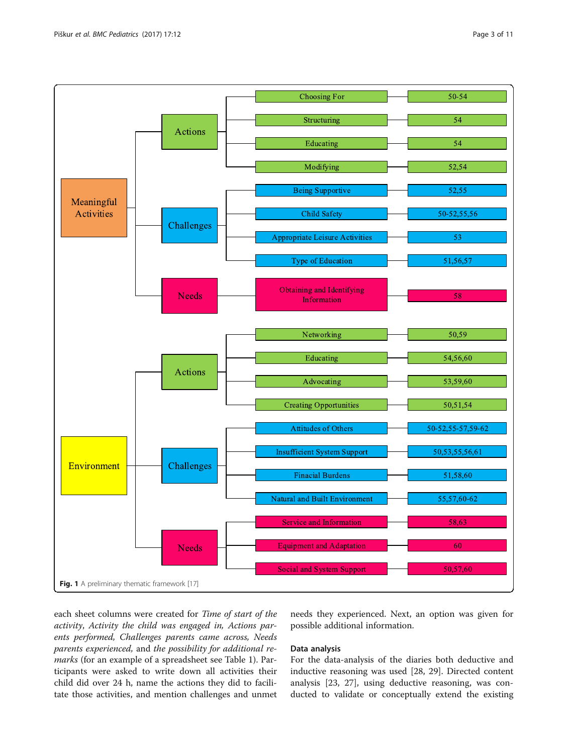| Domain | Category | Theme | References |
|---|---|---|---|
| Meaningful Activities | Actions | Choosing For | 50-54 |
| | | Structuring | 54 |
| | | Educating | 54 |
| | | Modifying | 52,54 |
| | Challenges | Being Supportive | 52,55 |
| | | Child Safety | 50-52,55,56 |
| | | Appropriate Leisure Activities | 53 |
| | | Type of Education | 51,56,57 |
| | Needs | Obtaining and Identifying Information | 58 |
| Environment | Actions | Networking | 50,59 |
| | | Educating | 54,56,60 |
| | | Advocating | 53,59,60 |
| | | Creating Opportunities | 50,51,54 |
| | Challenges | Attitudes of Others | 50-52,55-57,59-62 |
| | | Insufficient System Support | 50,53,55,56,61 |
| | | Finacial Burdens | 51,58,60 |
| | | Natural and Built Environment | 55,57,60-62 |
| | Needs | Service and Information | 58,63 |
| | | Equipment and Adaptation | 60 |
| | | Social and System Support | 50,57,60 |

**Fig. 1** A preliminary thematic framework [17]

each sheet columns were created for *Time of start of the activity*, *Activity the child was engaged in*, *Actions parents performed*, *Challenges parents came across*, *Needs parents experienced*, and *the possibility for additional remarks* (for an example of a spreadsheet see Table 1). Participants were asked to write down all activities their child did over 24 h, name the actions they did to facilitate those activities, and mention challenges and unmet needs they experienced. Next, an option was given for possible additional information.

### Data analysis

For the data-analysis of the diaries both deductive and inductive reasoning was used [28, 29]. Directed content analysis [23, 27], using deductive reasoning, was conducted to validate or conceptually extend the existing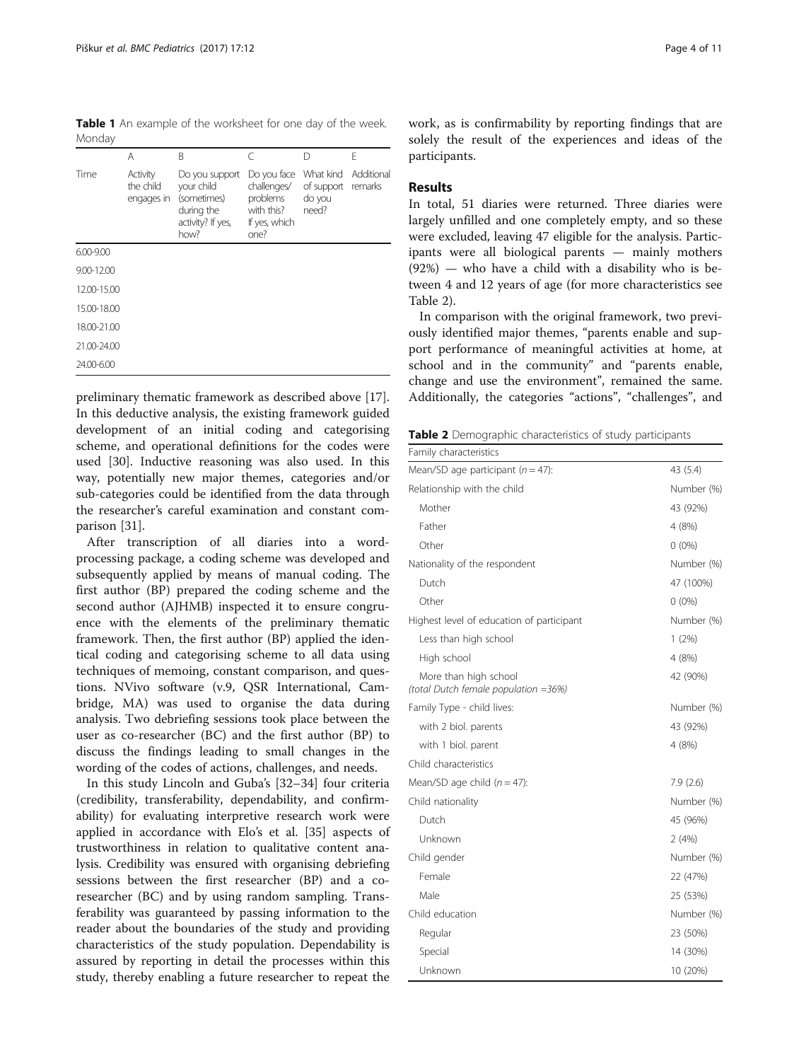**Table 1** An example of the worksheet for one day of the week. Monday

| | A | B | C | D | E |
|---|---|---|---|---|---|
| Time | Activity the child engages in | Do you support your child (sometimes) during the activity? If yes, how? | Do you face challenges/ problems with this? If yes, which one? | What kind of support do you need? | Additional remarks |
| 6.00-9.00 | | | | | |
| 9.00-12.00 | | | | | |
| 12.00-15.00 | | | | | |
| 15.00-18.00 | | | | | |
| 18.00-21.00 | | | | | |
| 21.00-24.00 | | | | | |
| 24.00-6.00 | | | | | |

preliminary thematic framework as described above [17]. In this deductive analysis, the existing framework guided development of an initial coding and categorising scheme, and operational definitions for the codes were used [30]. Inductive reasoning was also used. In this way, potentially new major themes, categories and/or sub-categories could be identified from the data through the researcher's careful examination and constant comparison [31].

After transcription of all diaries into a word-processing package, a coding scheme was developed and subsequently applied by means of manual coding. The first author (BP) prepared the coding scheme and the second author (AJHMB) inspected it to ensure congruence with the elements of the preliminary thematic framework. Then, the first author (BP) applied the identical coding and categorising scheme to all data using techniques of memoing, constant comparison, and questions. NVivo software (v.9, QSR International, Cambridge, MA) was used to organise the data during analysis. Two debriefing sessions took place between the user as co-researcher (BC) and the first author (BP) to discuss the findings leading to small changes in the wording of the codes of actions, challenges, and needs.

In this study Lincoln and Guba's [32–34] four criteria (credibility, transferability, dependability, and confirmability) for evaluating interpretive research work were applied in accordance with Elo's et al. [35] aspects of trustworthiness in relation to qualitative content analysis. Credibility was ensured with organising debriefing sessions between the first researcher (BP) and a co-researcher (BC) and by using random sampling. Transferability was guaranteed by passing information to the reader about the boundaries of the study and providing characteristics of the study population. Dependability is assured by reporting in detail the processes within this study, thereby enabling a future researcher to repeat the work, as is confirmability by reporting findings that are solely the result of the experiences and ideas of the participants.

## Results

In total, 51 diaries were returned. Three diaries were largely unfilled and one completely empty, and so these were excluded, leaving 47 eligible for the analysis. Participants were all biological parents — mainly mothers (92%) — who have a child with a disability who is between 4 and 12 years of age (for more characteristics see Table 2).

In comparison with the original framework, two previously identified major themes, "parents enable and support performance of meaningful activities at home, at school and in the community" and "parents enable, change and use the environment", remained the same. Additionally, the categories "actions", "challenges", and

**Table 2** Demographic characteristics of study participants

| Family characteristics | |
|---|---|
| Mean/SD age participant ($n = 47$): | 43 (5.4) |
| Relationship with the child | Number (%) |
| Mother | 43 (92%) |
| Father | 4 (8%) |
| Other | 0 (0%) |
| Nationality of the respondent | Number (%) |
| Dutch | 47 (100%) |
| Other | 0 (0%) |
| Highest level of education of participant | Number (%) |
| Less than high school | 1 (2%) |
| High school | 4 (8%) |
| More than high school *(total Dutch female population =36%)* | 42 (90%) |
| Family Type - child lives: | Number (%) |
| with 2 biol. parents | 43 (92%) |
| with 1 biol. parent | 4 (8%) |
| Child characteristics | |
| Mean/SD age child ($n = 47$): | 7.9 (2.6) |
| Child nationality | Number (%) |
| Dutch | 45 (96%) |
| Unknown | 2 (4%) |
| Child gender | Number (%) |
| Female | 22 (47%) |
| Male | 25 (53%) |
| Child education | Number (%) |
| Regular | 23 (50%) |
| Special | 14 (30%) |
| Unknown | 10 (20%) |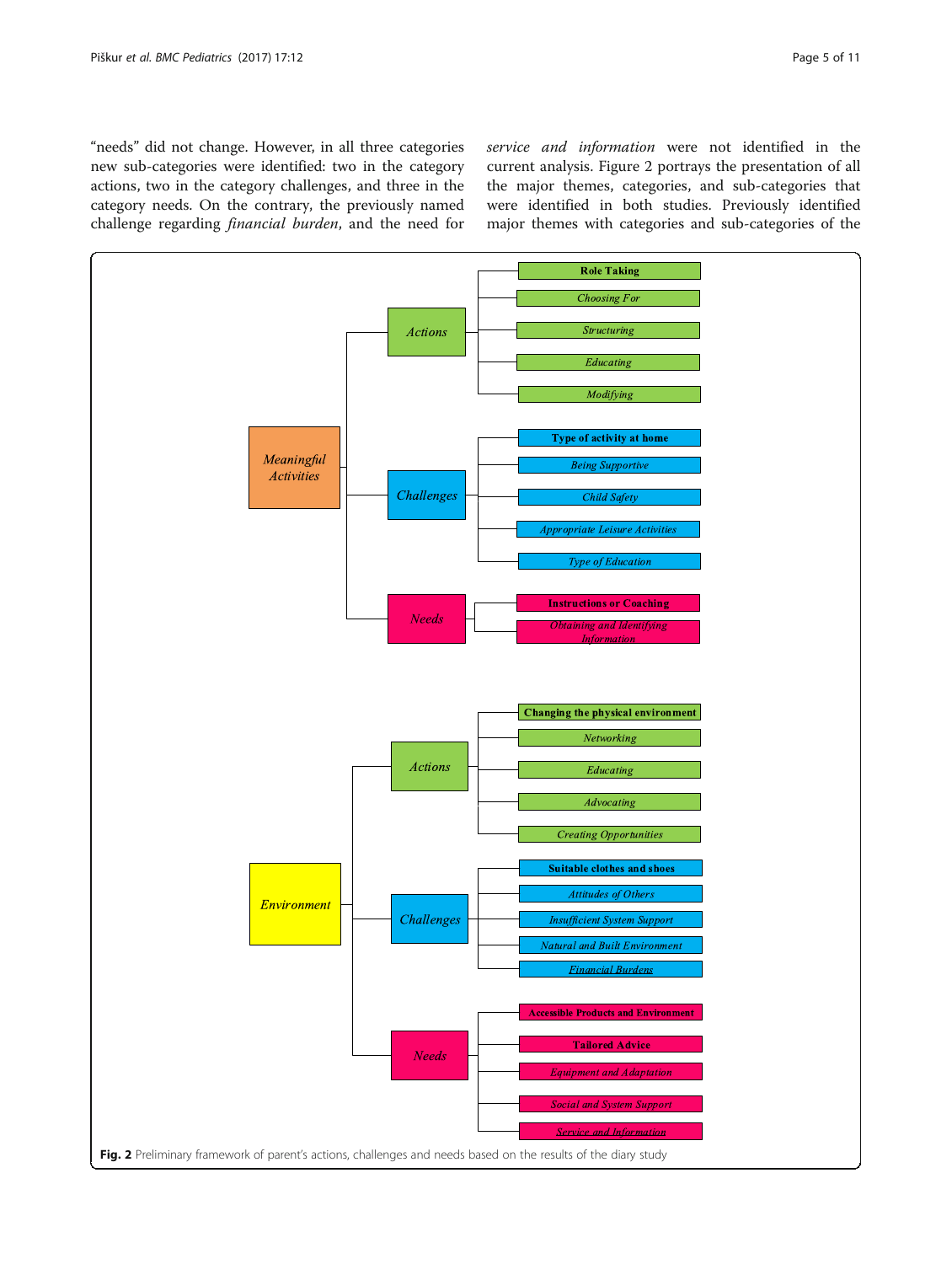"needs" did not change. However, in all three categories new sub-categories were identified: two in the category actions, two in the category challenges, and three in the category needs. On the contrary, the previously named challenge regarding *financial burden*, and the need for *service and information* were not identified in the current analysis. Figure 2 portrays the presentation of all the major themes, categories, and sub-categories that were identified in both studies. Previously identified major themes with categories and sub-categories of the

- *Meaningful Activities*
  - *Actions*
    - **Role Taking**
    - *Choosing For*
    - *Structuring*
    - *Educating*
    - *Modifying*
  - *Challenges*
    - **Type of activity at home**
    - *Being Supportive*
    - *Child Safety*
    - *Appropriate Leisure Activities*
    - *Type of Education*
  - *Needs*
    - **Instructions or Coaching**
    - *Obtaining and Identifying Information*
- *Environment*
  - *Actions*
    - **Changing the physical environment**
    - *Networking*
    - *Educating*
    - *Advocating*
    - *Creating Opportunities*
  - *Challenges*
    - **Suitable clothes and shoes**
    - *Attitudes of Others*
    - *Insufficient System Support*
    - *Natural and Built Environment*
    - *Financial Burdens*
  - *Needs*
    - **Accessible Products and Environment**
    - **Tailored Advice**
    - *Equipment and Adaptation*
    - *Social and System Support*
    - *Service and Information*

**Fig. 2** Preliminary framework of parent's actions, challenges and needs based on the results of the diary study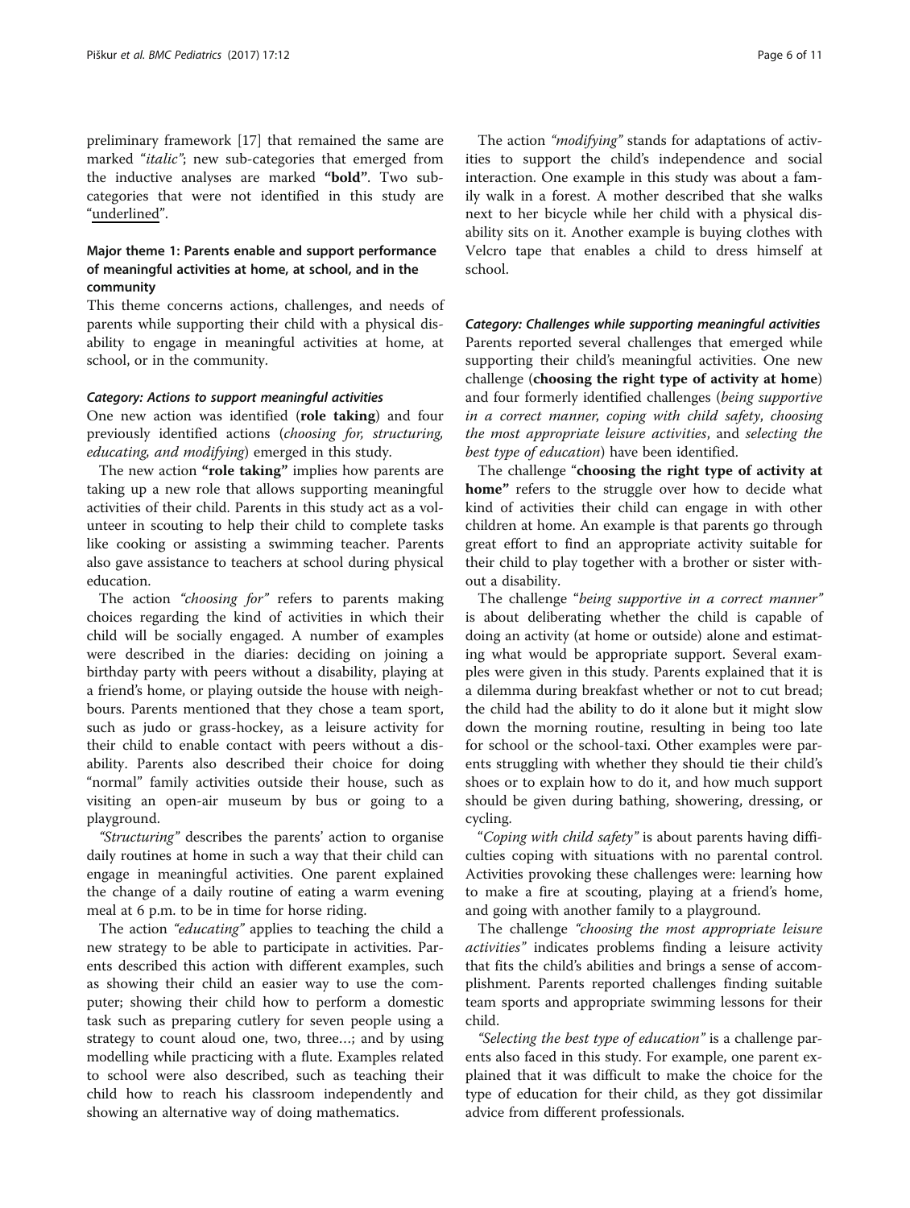preliminary framework [17] that remained the same are marked "*italic*"; new sub-categories that emerged from the inductive analyses are marked "**bold**". Two sub-categories that were not identified in this study are "<u>underlined</u>".

### Major theme 1: Parents enable and support performance of meaningful activities at home, at school, and in the community

This theme concerns actions, challenges, and needs of parents while supporting their child with a physical disability to engage in meaningful activities at home, at school, or in the community.

#### Category: Actions to support meaningful activities

One new action was identified (**role taking**) and four previously identified actions (*choosing for, structuring, educating, and modifying*) emerged in this study.

The new action **"role taking"** implies how parents are taking up a new role that allows supporting meaningful activities of their child. Parents in this study act as a volunteer in scouting to help their child to complete tasks like cooking or assisting a swimming teacher. Parents also gave assistance to teachers at school during physical education.

The action *"choosing for"* refers to parents making choices regarding the kind of activities in which their child will be socially engaged. A number of examples were described in the diaries: deciding on joining a birthday party with peers without a disability, playing at a friend's home, or playing outside the house with neighbours. Parents mentioned that they chose a team sport, such as judo or grass-hockey, as a leisure activity for their child to enable contact with peers without a disability. Parents also described their choice for doing "normal" family activities outside their house, such as visiting an open-air museum by bus or going to a playground.

*"Structuring"* describes the parents' action to organise daily routines at home in such a way that their child can engage in meaningful activities. One parent explained the change of a daily routine of eating a warm evening meal at 6 p.m. to be in time for horse riding.

The action *"educating"* applies to teaching the child a new strategy to be able to participate in activities. Parents described this action with different examples, such as showing their child an easier way to use the computer; showing their child how to perform a domestic task such as preparing cutlery for seven people using a strategy to count aloud one, two, three…; and by using modelling while practicing with a flute. Examples related to school were also described, such as teaching their child how to reach his classroom independently and showing an alternative way of doing mathematics.

The action *"modifying"* stands for adaptations of activities to support the child's independence and social interaction. One example in this study was about a family walk in a forest. A mother described that she walks next to her bicycle while her child with a physical disability sits on it. Another example is buying clothes with Velcro tape that enables a child to dress himself at school.

#### Category: Challenges while supporting meaningful activities

Parents reported several challenges that emerged while supporting their child's meaningful activities. One new challenge (**choosing the right type of activity at home**) and four formerly identified challenges (*being supportive in a correct manner, coping with child safety, choosing the most appropriate leisure activities*, and *selecting the best type of education*) have been identified.

The challenge "**choosing the right type of activity at home"** refers to the struggle over how to decide what kind of activities their child can engage in with other children at home. An example is that parents go through great effort to find an appropriate activity suitable for their child to play together with a brother or sister without a disability.

The challenge "*being supportive in a correct manner"* is about deliberating whether the child is capable of doing an activity (at home or outside) alone and estimating what would be appropriate support. Several examples were given in this study. Parents explained that it is a dilemma during breakfast whether or not to cut bread; the child had the ability to do it alone but it might slow down the morning routine, resulting in being too late for school or the school-taxi. Other examples were parents struggling with whether they should tie their child's shoes or to explain how to do it, and how much support should be given during bathing, showering, dressing, or cycling.

"*Coping with child safety"* is about parents having difficulties coping with situations with no parental control. Activities provoking these challenges were: learning how to make a fire at scouting, playing at a friend's home, and going with another family to a playground.

The challenge *"choosing the most appropriate leisure activities"* indicates problems finding a leisure activity that fits the child's abilities and brings a sense of accomplishment. Parents reported challenges finding suitable team sports and appropriate swimming lessons for their child.

*"Selecting the best type of education"* is a challenge parents also faced in this study. For example, one parent explained that it was difficult to make the choice for the type of education for their child, as they got dissimilar advice from different professionals.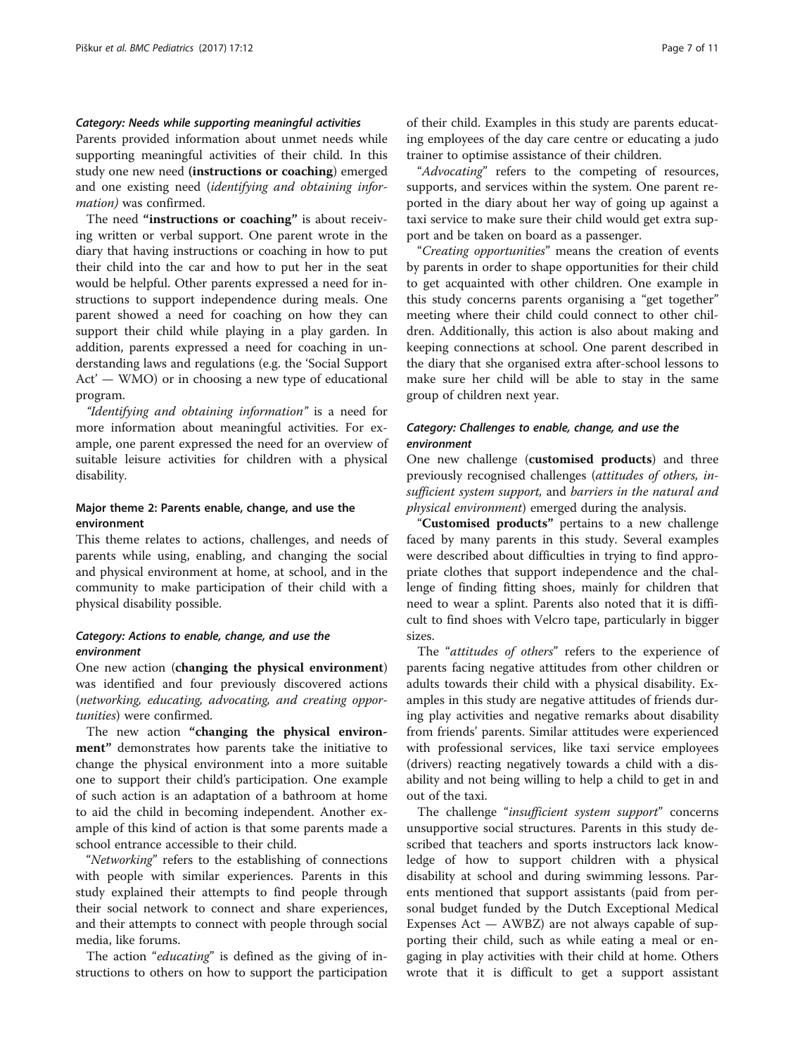#### *Category: Needs while supporting meaningful activities*

Parents provided information about unmet needs while supporting meaningful activities of their child. In this study one new need (**instructions or coaching**) emerged and one existing need (*identifying and obtaining information)* was confirmed.

The need **"instructions or coaching"** is about receiving written or verbal support. One parent wrote in the diary that having instructions or coaching in how to put their child into the car and how to put her in the seat would be helpful. Other parents expressed a need for instructions to support independence during meals. One parent showed a need for coaching on how they can support their child while playing in a play garden. In addition, parents expressed a need for coaching in understanding laws and regulations (e.g. the 'Social Support Act' — WMO) or in choosing a new type of educational program.

*"Identifying and obtaining information"* is a need for more information about meaningful activities. For example, one parent expressed the need for an overview of suitable leisure activities for children with a physical disability.

### Major theme 2: Parents enable, change, and use the environment

This theme relates to actions, challenges, and needs of parents while using, enabling, and changing the social and physical environment at home, at school, and in the community to make participation of their child with a physical disability possible.

#### *Category: Actions to enable, change, and use the environment*

One new action (**changing the physical environment**) was identified and four previously discovered actions (*networking, educating, advocating, and creating opportunities*) were confirmed.

The new action **"changing the physical environment"** demonstrates how parents take the initiative to change the physical environment into a more suitable one to support their child's participation. One example of such action is an adaptation of a bathroom at home to aid the child in becoming independent. Another example of this kind of action is that some parents made a school entrance accessible to their child.

"*Networking*" refers to the establishing of connections with people with similar experiences. Parents in this study explained their attempts to find people through their social network to connect and share experiences, and their attempts to connect with people through social media, like forums.

The action "*educating*" is defined as the giving of instructions to others on how to support the participation of their child. Examples in this study are parents educating employees of the day care centre or educating a judo trainer to optimise assistance of their children.

"*Advocating*" refers to the competing of resources, supports, and services within the system. One parent reported in the diary about her way of going up against a taxi service to make sure their child would get extra support and be taken on board as a passenger.

"*Creating opportunities*" means the creation of events by parents in order to shape opportunities for their child to get acquainted with other children. One example in this study concerns parents organising a "get together" meeting where their child could connect to other children. Additionally, this action is also about making and keeping connections at school. One parent described in the diary that she organised extra after-school lessons to make sure her child will be able to stay in the same group of children next year.

#### *Category: Challenges to enable, change, and use the environment*

One new challenge (**customised products**) and three previously recognised challenges (*attitudes of others, insufficient system support,* and *barriers in the natural and physical environment*) emerged during the analysis.

"**Customised products"** pertains to a new challenge faced by many parents in this study. Several examples were described about difficulties in trying to find appropriate clothes that support independence and the challenge of finding fitting shoes, mainly for children that need to wear a splint. Parents also noted that it is difficult to find shoes with Velcro tape, particularly in bigger sizes.

The "*attitudes of others*" refers to the experience of parents facing negative attitudes from other children or adults towards their child with a physical disability. Examples in this study are negative attitudes of friends during play activities and negative remarks about disability from friends' parents. Similar attitudes were experienced with professional services, like taxi service employees (drivers) reacting negatively towards a child with a disability and not being willing to help a child to get in and out of the taxi.

The challenge "*insufficient system support*" concerns unsupportive social structures. Parents in this study described that teachers and sports instructors lack knowledge of how to support children with a physical disability at school and during swimming lessons. Parents mentioned that support assistants (paid from personal budget funded by the Dutch Exceptional Medical Expenses Act — AWBZ) are not always capable of supporting their child, such as while eating a meal or engaging in play activities with their child at home. Others wrote that it is difficult to get a support assistant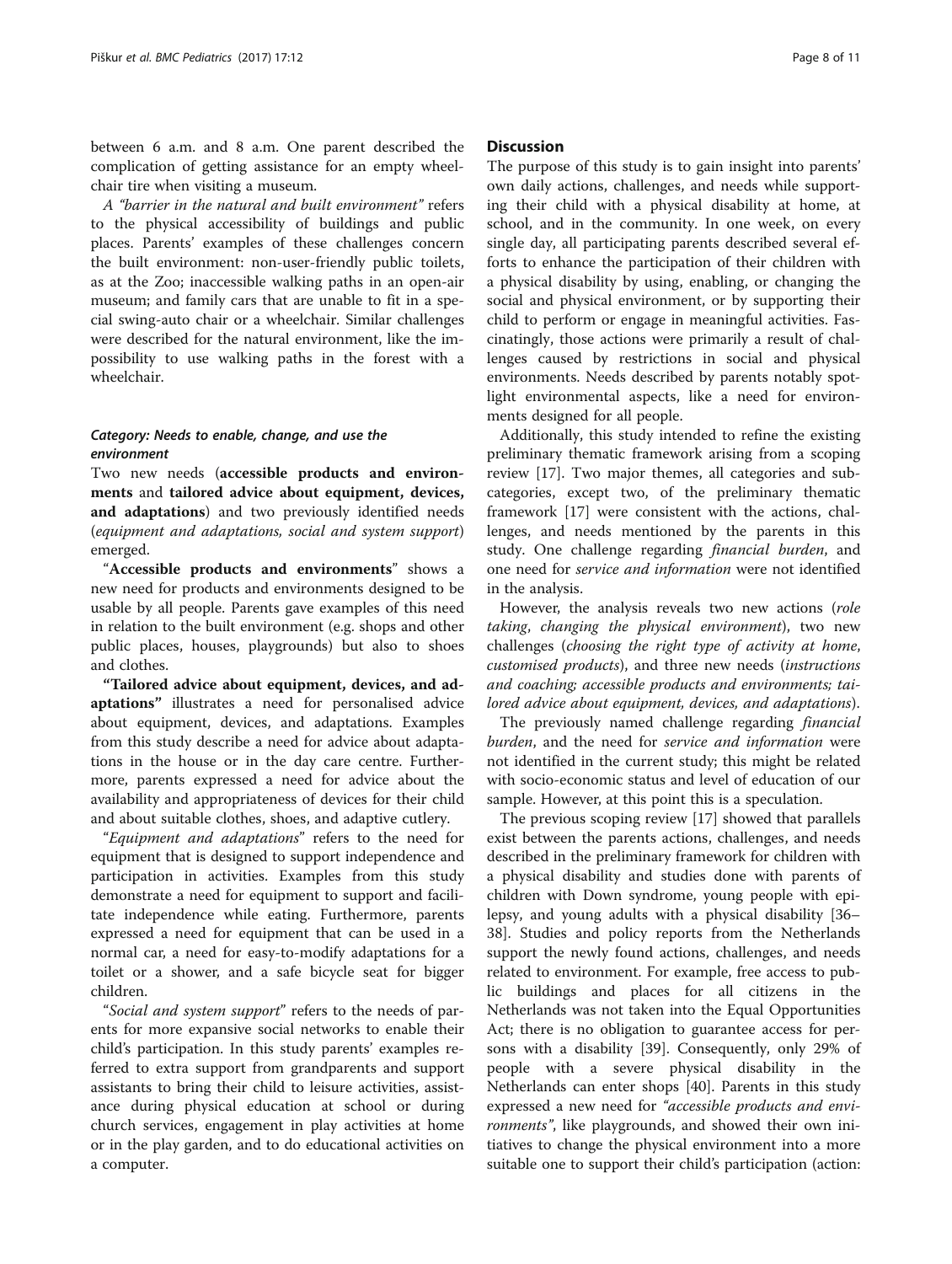between 6 a.m. and 8 a.m. One parent described the complication of getting assistance for an empty wheelchair tire when visiting a museum.

*A "barrier in the natural and built environment"* refers to the physical accessibility of buildings and public places. Parents' examples of these challenges concern the built environment: non-user-friendly public toilets, as at the Zoo; inaccessible walking paths in an open-air museum; and family cars that are unable to fit in a special swing-auto chair or a wheelchair. Similar challenges were described for the natural environment, like the impossibility to use walking paths in the forest with a wheelchair.

### *Category: Needs to enable, change, and use the environment*

Two new needs (**accessible products and environments** and **tailored advice about equipment, devices, and adaptations**) and two previously identified needs (*equipment and adaptations, social and system support*) emerged.

"**Accessible products and environments**" shows a new need for products and environments designed to be usable by all people. Parents gave examples of this need in relation to the built environment (e.g. shops and other public places, houses, playgrounds) but also to shoes and clothes.

**"Tailored advice about equipment, devices, and adaptations"** illustrates a need for personalised advice about equipment, devices, and adaptations. Examples from this study describe a need for advice about adaptations in the house or in the day care centre. Furthermore, parents expressed a need for advice about the availability and appropriateness of devices for their child and about suitable clothes, shoes, and adaptive cutlery.

"*Equipment and adaptations*" refers to the need for equipment that is designed to support independence and participation in activities. Examples from this study demonstrate a need for equipment to support and facilitate independence while eating. Furthermore, parents expressed a need for equipment that can be used in a normal car, a need for easy-to-modify adaptations for a toilet or a shower, and a safe bicycle seat for bigger children.

"*Social and system support*" refers to the needs of parents for more expansive social networks to enable their child's participation. In this study parents' examples referred to extra support from grandparents and support assistants to bring their child to leisure activities, assistance during physical education at school or during church services, engagement in play activities at home or in the play garden, and to do educational activities on a computer.

## Discussion

The purpose of this study is to gain insight into parents' own daily actions, challenges, and needs while supporting their child with a physical disability at home, at school, and in the community. In one week, on every single day, all participating parents described several efforts to enhance the participation of their children with a physical disability by using, enabling, or changing the social and physical environment, or by supporting their child to perform or engage in meaningful activities. Fascinatingly, those actions were primarily a result of challenges caused by restrictions in social and physical environments. Needs described by parents notably spotlight environmental aspects, like a need for environments designed for all people.

Additionally, this study intended to refine the existing preliminary thematic framework arising from a scoping review [17]. Two major themes, all categories and subcategories, except two, of the preliminary thematic framework [17] were consistent with the actions, challenges, and needs mentioned by the parents in this study. One challenge regarding *financial burden*, and one need for *service and information* were not identified in the analysis.

However, the analysis reveals two new actions (*role taking*, *changing the physical environment*), two new challenges (*choosing the right type of activity at home*, *customised products*), and three new needs (*instructions and coaching; accessible products and environments; tailored advice about equipment, devices, and adaptations*).

The previously named challenge regarding *financial burden*, and the need for *service and information* were not identified in the current study; this might be related with socio-economic status and level of education of our sample. However, at this point this is a speculation.

The previous scoping review [17] showed that parallels exist between the parents actions, challenges, and needs described in the preliminary framework for children with a physical disability and studies done with parents of children with Down syndrome, young people with epilepsy, and young adults with a physical disability [36–38]. Studies and policy reports from the Netherlands support the newly found actions, challenges, and needs related to environment. For example, free access to public buildings and places for all citizens in the Netherlands was not taken into the Equal Opportunities Act; there is no obligation to guarantee access for persons with a disability [39]. Consequently, only 29% of people with a severe physical disability in the Netherlands can enter shops [40]. Parents in this study expressed a new need for *"accessible products and environments"*, like playgrounds, and showed their own initiatives to change the physical environment into a more suitable one to support their child's participation (action: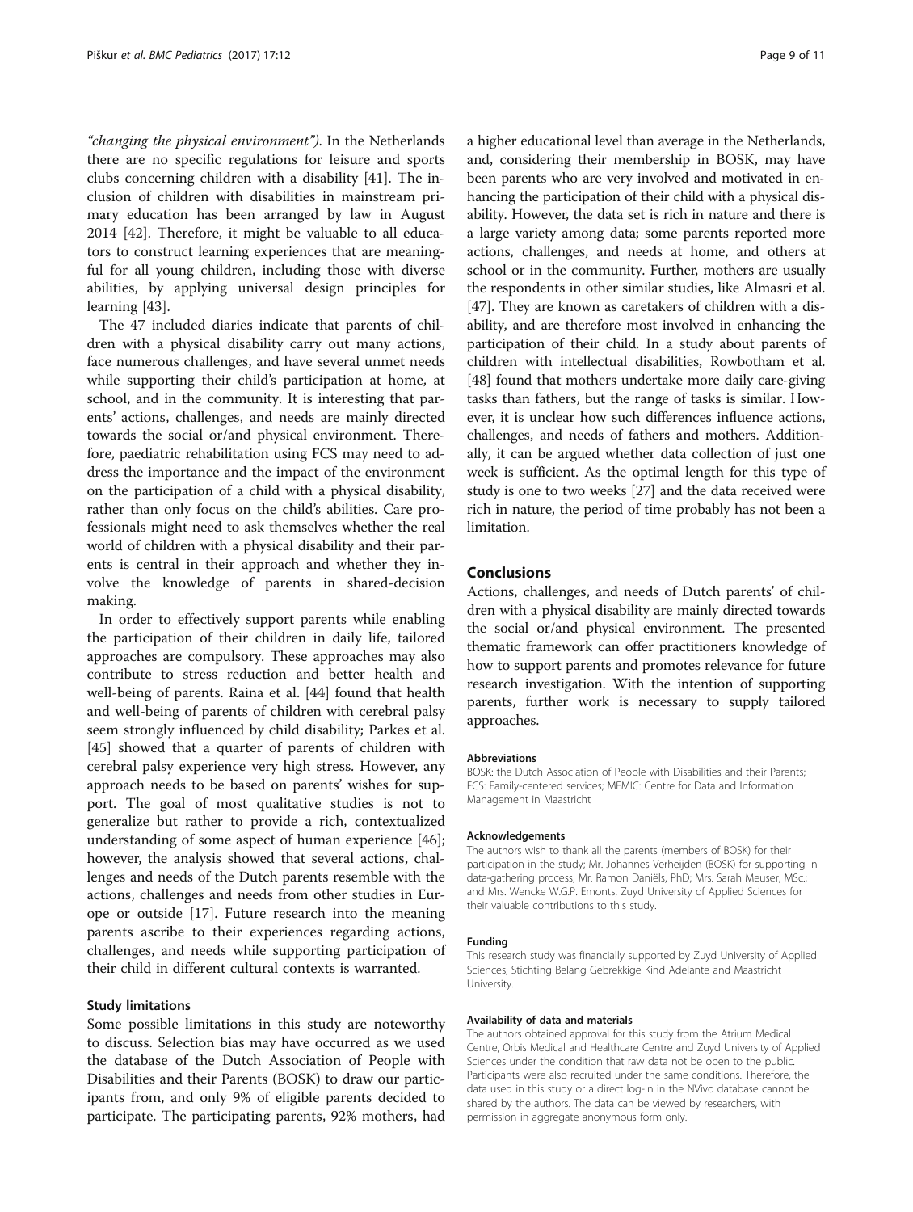*"changing the physical environment")*. In the Netherlands there are no specific regulations for leisure and sports clubs concerning children with a disability [41]. The inclusion of children with disabilities in mainstream primary education has been arranged by law in August 2014 [42]. Therefore, it might be valuable to all educators to construct learning experiences that are meaningful for all young children, including those with diverse abilities, by applying universal design principles for learning [43].

The 47 included diaries indicate that parents of children with a physical disability carry out many actions, face numerous challenges, and have several unmet needs while supporting their child's participation at home, at school, and in the community. It is interesting that parents' actions, challenges, and needs are mainly directed towards the social or/and physical environment. Therefore, paediatric rehabilitation using FCS may need to address the importance and the impact of the environment on the participation of a child with a physical disability, rather than only focus on the child's abilities. Care professionals might need to ask themselves whether the real world of children with a physical disability and their parents is central in their approach and whether they involve the knowledge of parents in shared-decision making.

In order to effectively support parents while enabling the participation of their children in daily life, tailored approaches are compulsory. These approaches may also contribute to stress reduction and better health and well-being of parents. Raina et al. [44] found that health and well-being of parents of children with cerebral palsy seem strongly influenced by child disability; Parkes et al. [45] showed that a quarter of parents of children with cerebral palsy experience very high stress. However, any approach needs to be based on parents' wishes for support. The goal of most qualitative studies is not to generalize but rather to provide a rich, contextualized understanding of some aspect of human experience [46]; however, the analysis showed that several actions, challenges and needs of the Dutch parents resemble with the actions, challenges and needs from other studies in Europe or outside [17]. Future research into the meaning parents ascribe to their experiences regarding actions, challenges, and needs while supporting participation of their child in different cultural contexts is warranted.

### Study limitations

Some possible limitations in this study are noteworthy to discuss. Selection bias may have occurred as we used the database of the Dutch Association of People with Disabilities and their Parents (BOSK) to draw our participants from, and only 9% of eligible parents decided to participate. The participating parents, 92% mothers, had a higher educational level than average in the Netherlands, and, considering their membership in BOSK, may have been parents who are very involved and motivated in enhancing the participation of their child with a physical disability. However, the data set is rich in nature and there is a large variety among data; some parents reported more actions, challenges, and needs at home, and others at school or in the community. Further, mothers are usually the respondents in other similar studies, like Almasri et al. [47]. They are known as caretakers of children with a disability, and are therefore most involved in enhancing the participation of their child. In a study about parents of children with intellectual disabilities, Rowbotham et al. [48] found that mothers undertake more daily care-giving tasks than fathers, but the range of tasks is similar. However, it is unclear how such differences influence actions, challenges, and needs of fathers and mothers. Additionally, it can be argued whether data collection of just one week is sufficient. As the optimal length for this type of study is one to two weeks [27] and the data received were rich in nature, the period of time probably has not been a limitation.

## Conclusions

Actions, challenges, and needs of Dutch parents' of children with a physical disability are mainly directed towards the social or/and physical environment. The presented thematic framework can offer practitioners knowledge of how to support parents and promotes relevance for future research investigation. With the intention of supporting parents, further work is necessary to supply tailored approaches.

#### Abbreviations

BOSK: the Dutch Association of People with Disabilities and their Parents; FCS: Family-centered services; MEMIC: Centre for Data and Information Management in Maastricht

#### Acknowledgements

The authors wish to thank all the parents (members of BOSK) for their participation in the study; Mr. Johannes Verheijden (BOSK) for supporting in data-gathering process; Mr. Ramon Daniëls, PhD; Mrs. Sarah Meuser, MSc.; and Mrs. Wencke W.G.P. Emonts, Zuyd University of Applied Sciences for their valuable contributions to this study.

#### Funding

This research study was financially supported by Zuyd University of Applied Sciences, Stichting Belang Gebrekkige Kind Adelante and Maastricht University.

#### Availability of data and materials

The authors obtained approval for this study from the Atrium Medical Centre, Orbis Medical and Healthcare Centre and Zuyd University of Applied Sciences under the condition that raw data not be open to the public. Participants were also recruited under the same conditions. Therefore, the data used in this study or a direct log-in in the NVivo database cannot be shared by the authors. The data can be viewed by researchers, with permission in aggregate anonymous form only.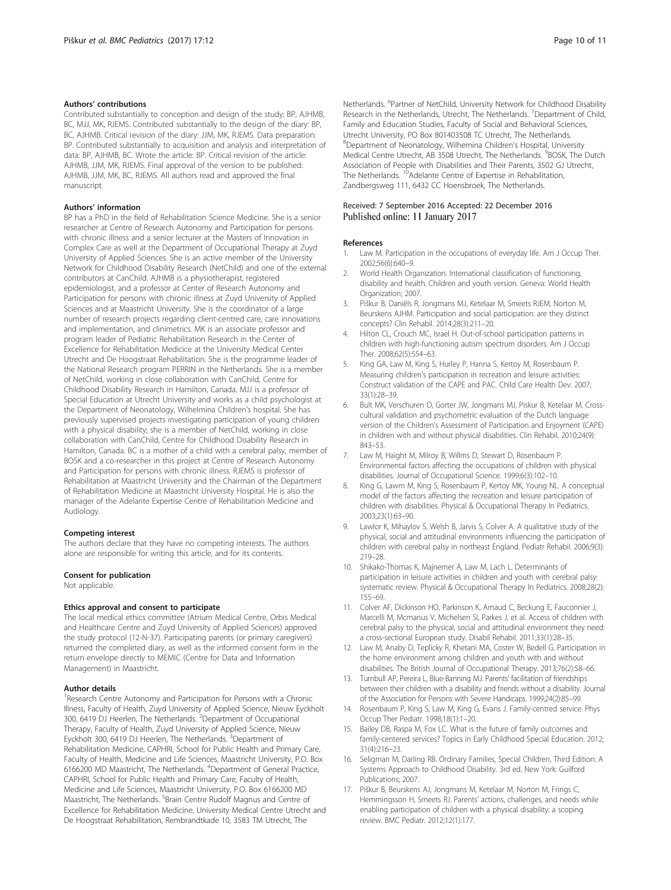#### Authors' contributions

Contributed substantially to conception and design of the study: BP, AJHMB, BC, MJJ, MK, RJEMS. Contributed substantially to the design of the diary: BP, BC, AJHMB. Critical revision of the diary: JJM, MK, RJEMS. Data preparation: BP. Contributed substantially to acquisition and analysis and interpretation of data: BP, AJHMB, BC. Wrote the article: BP. Critical revision of the article: AJHMB, JJM, MK, RJEMS. Final approval of the version to be published: AJHMB, JJM, MK, BC, RJEMS. All authors read and approved the final manuscript.

#### Authors' information

BP has a PhD in the field of Rehabilitation Science Medicine. She is a senior researcher at Centre of Research Autonomy and Participation for persons with chronic illness and a senior lecturer at the Masters of Innovation in Complex Care as well at the Department of Occupational Therapy at Zuyd University of Applied Sciences. She is an active member of the University Network for Childhood Disability Research (NetChild) and one of the external contributors at CanChild. AJHMB is a physiotherapist, registered epidemiologist, and a professor at Center of Research Autonomy and Participation for persons with chronic illness at Zuyd University of Applied Sciences and at Maastricht University. She is the coordinator of a large number of research projects regarding client-centred care, care innovations and implementation, and clinimetrics. MK is an associate professor and program leader of Pediatric Rehabilitation Research in the Center of Excellence for Rehabilitation Medicice at the University Medical Center Utrecht and De Hoogstraat Rehabilitation. She is the programme leader of the National Research program PERRIN in the Netherlands. She is a member of NetChild, working in close collaboration with CanChild, Centre for Childhood Disability Research in Hamilton, Canada. MJJ is a professor of Special Education at Utrecht University and works as a child psychologist at the Department of Neonatology, Wilhelmina Children's hospital. She has previously supervised projects investigating participation of young children with a physical disability; she is a member of NetChild, working in close collaboration with CanChild, Centre for Childhood Disability Research in Hamilton, Canada. BC is a mother of a child with a cerebral palsy, member of BOSK and a co-researcher in this project at Centre of Research Autonomy and Participation for persons with chronic illness. RJEMS is professor of Rehabilitation at Maastricht University and the Chairman of the Department of Rehabilitation Medicine at Maastricht University Hospital. He is also the manager of the Adelante Expertise Centre of Rehabilitation Medicine and Audiology.

#### Competing interest

The authors declare that they have no competing interests. The authors alone are responsible for writing this article, and for its contents.

#### Consent for publication

Not applicable.

#### Ethics approval and consent to participate

The local medical ethics committee (Atrium Medical Centre, Orbis Medical and Healthcare Centre and Zuyd University of Applied Sciences) approved the study protocol (12-N-37). Participating parents (or primary caregivers) returned the completed diary, as well as the informed consent form in the return envelope directly to MEMIC (Centre for Data and Information Management) in Maastricht.

#### Author details

[1]Research Centre Autonomy and Participation for Persons with a Chronic Illness, Faculty of Health, Zuyd University of Applied Science, Nieuw Eyckholt 300, 6419 DJ Heerlen, The Netherlands. [2]Department of Occupational Therapy, Faculty of Health, Zuyd University of Applied Science, Nieuw Eyckholt 300, 6419 DJ Heerlen, The Netherlands. [3]Department of Rehabilitation Medicine, CAPHRI, School for Public Health and Primary Care, Faculty of Health, Medicine and Life Sciences, Maastricht University, P.O. Box 6166200 MD Maastricht, The Netherlands. [4]Department of General Practice, CAPHRI, School for Public Health and Primary Care, Faculty of Health, Medicine and Life Sciences, Maastricht University, P.O. Box 6166200 MD Maastricht, The Netherlands. [5]Brain Centre Rudolf Magnus and Centre of Excellence for Rehabilitation Medicine, University Medical Centre Utrecht and De Hoogstraat Rehabilitation, Rembrandtkade 10, 3583 TM Utrecht, The Netherlands. [6]Partner of NetChild, University Network for Childhood Disability Research in the Netherlands, Utrecht, The Netherlands. [7]Department of Child, Family and Education Studies, Faculty of Social and Behavioral Sciences, Utrecht University, PO Box 801403508 TC Utrecht, The Netherlands. [8]Department of Neonatology, Wilhemina Children's Hospital, University Medical Centre Utrecht, AB 3508 Utrecht, The Netherlands. [9]BOSK, The Dutch Association of People with Disabilities and Their Parents, 3502 GJ Utrecht, The Netherlands. [10]Adelante Centre of Expertise in Rehabilitation, Zandbergsweg 111, 6432 CC Hoensbroek, The Netherlands.

Received: 7 September 2016 Accepted: 22 December 2016
Published online: 11 January 2017

#### References

1. Law M. Participation in the occupations of everyday life. Am J Occup Ther. 2002;56(6):640–9.
2. World Health Organization. International classification of functioning, disability and health. Children and youth version. Geneva: World Health Organization; 2007.
3. Piškur B, Daniëls R, Jongmans MJ, Ketelaar M, Smeets RJEM, Norton M, Beurskens AJHM. Participation and social participation: are they distinct concepts? Clin Rehabil. 2014;28(3):211–20.
4. Hilton CL, Crouch MC, Israel H. Out-of-school participation patterns in children with high-functioning autism spectrum disorders. Am J Occup Ther. 2008;62(5):554–63.
5. King GA, Law M, King S, Hurley P, Hanna S, Kertoy M, Rosenbaum P. Measuring children's participation in recreation and leisure activities: Construct validation of the CAPE and PAC. Child Care Health Dev. 2007; 33(1):28–39.
6. Bult MK, Verschuren O, Gorter JW, Jongmans MJ, Piskur B, Ketelaar M. Cross-cultural validation and psychometric evaluation of the Dutch language version of the Children's Assessment of Participation and Enjoyment (CAPE) in children with and without physical disabilities. Clin Rehabil. 2010;24(9): 843–53.
7. Law M, Haight M, Milroy B, Willms D, Stewart D, Rosenbaum P. Environmental factors affecting the occupations of children with physical disabilities. Journal of Occupational Science. 1999;6(3):102–10.
8. King G, Lawm M, King S, Rosenbaum P, Kertoy MK, Young NL. A conceptual model of the factors affecting the recreation and leisure participation of children with disabilities. Physical & Occupational Therapy In Pediatrics. 2003;23(1):63–90.
9. Lawlor K, Mihaylov S, Welsh B, Jarvis S, Colver A. A qualitative study of the physical, social and attitudinal environments influencing the participation of children with cerebral palsy in northeast England. Pediatr Rehabil. 2006;9(3): 219–28.
10. Shikako-Thomas K, Majnemer A, Law M, Lach L. Determinants of participation in leisure activities in children and youth with cerebral palsy: systematic review. Physical & Occupational Therapy In Pediatrics. 2008;28(2): 155–69.
11. Colver AF, Dickinson HO, Parkinson K, Arnaud C, Beckung E, Fauconnier J, Marcelli M, Mcmanus V, Michelsen SI, Parkes J, et al. Access of children with cerebral palsy to the physical, social and attitudinal environment they need: a cross-sectional European study. Disabil Rehabil. 2011;33(1):28–35.
12. Law M, Anaby D, Teplicky R, Khetani MA, Coster W, Bedell G. Participation in the home environment among children and youth with and without disabilities. The British Journal of Occupational Therapy. 2013;76(2):58–66.
13. Turnbull AP, Pereira L, Blue-Banning MJ. Parents' facilitation of friendships between their children with a disability and friends without a disability. Journal of the Association for Persons with Severe Handicaps. 1999;24(2):85–99.
14. Rosenbaum P, King S, Law M, King G, Evans J. Family-centred service. Phys Occup Ther Pediatr. 1998;18(1):1–20.
15. Bailey DB, Raspa M, Fox LC. What is the future of family outcomes and family-centered services? Topics in Early Childhood Special Education. 2012; 31(4):216–23.
16. Seligman M, Darling RB. Ordinary Families, Special Children, Third Edition: A Systems Approach to Childhood Disability. 3rd ed. New York: Guilford Publications; 2007.
17. Piškur B, Beurskens AJ, Jongmans M, Ketelaar M, Norton M, Frings C, Hemmingsson H, Smeets RJ. Parents' actions, challenges, and needs while enabling participation of children with a physical disability: a scoping review. BMC Pediatr. 2012;12(1):177.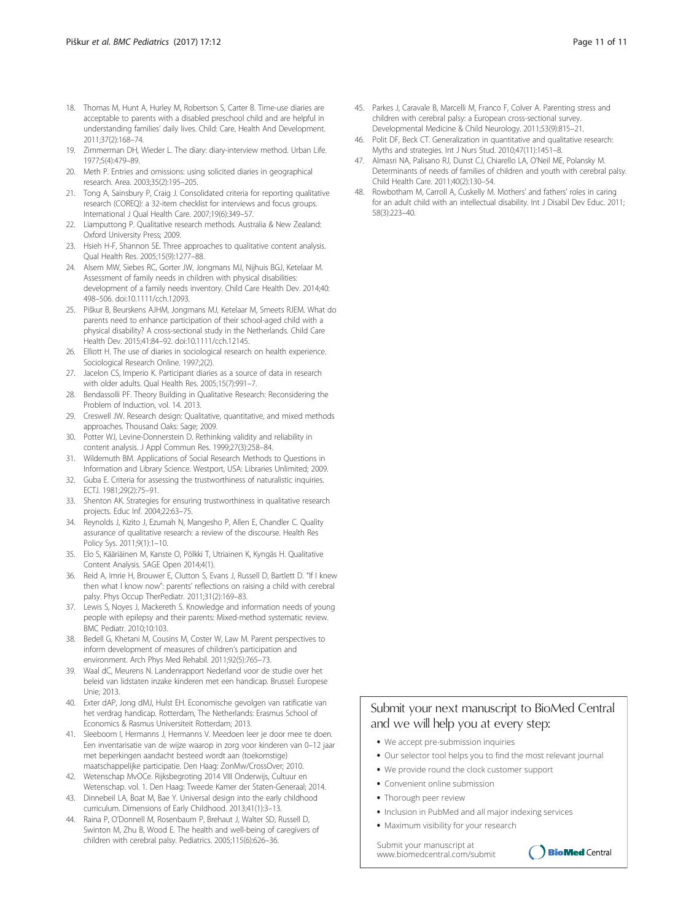18. Thomas M, Hunt A, Hurley M, Robertson S, Carter B. Time-use diaries are acceptable to parents with a disabled preschool child and are helpful in understanding families' daily lives. Child: Care, Health And Development. 2011;37(2):168–74.
19. Zimmerman DH, Wieder L. The diary: diary-interview method. Urban Life. 1977;5(4):479–89.
20. Meth P. Entries and omissions: using solicited diaries in geographical research. Area. 2003;35(2):195–205.
21. Tong A, Sainsbury P, Craig J. Consolidated criteria for reporting qualitative research (COREQ): a 32-item checklist for interviews and focus groups. International J Qual Health Care. 2007;19(6):349–57.
22. Liamputtong P. Qualitative research methods. Australia & New Zealand: Oxford University Press; 2009.
23. Hsieh H-F, Shannon SE. Three approaches to qualitative content analysis. Qual Health Res. 2005;15(9):1277–88.
24. Alsem MW, Siebes RC, Gorter JW, Jongmans MJ, Nijhuis BGJ, Ketelaar M. Assessment of family needs in children with physical disabilities: development of a family needs inventory. Child Care Health Dev. 2014;40: 498–506. doi:10.1111/cch.12093.
25. Piškur B, Beurskens AJHM, Jongmans MJ, Ketelaar M, Smeets RJEM. What do parents need to enhance participation of their school-aged child with a physical disability? A cross-sectional study in the Netherlands. Child Care Health Dev. 2015;41:84–92. doi:10.1111/cch.12145.
26. Elliott H. The use of diaries in sociological research on health experience. Sociological Research Online. 1997;2(2).
27. Jacelon CS, Imperio K. Participant diaries as a source of data in research with older adults. Qual Health Res. 2005;15(7):991–7.
28. Bendassolli PF. Theory Building in Qualitative Research: Reconsidering the Problem of Induction, vol. 14. 2013.
29. Creswell JW. Research design: Qualitative, quantitative, and mixed methods approaches. Thousand Oaks: Sage; 2009.
30. Potter WJ, Levine-Donnerstein D. Rethinking validity and reliability in content analysis. J Appl Commun Res. 1999;27(3):258–84.
31. Wildemuth BM. Applications of Social Research Methods to Questions in Information and Library Science. Westport, USA: Libraries Unlimited; 2009.
32. Guba E. Criteria for assessing the trustworthiness of naturalistic inquiries. ECTJ. 1981;29(2):75–91.
33. Shenton AK. Strategies for ensuring trustworthiness in qualitative research projects. Educ Inf. 2004;22:63–75.
34. Reynolds J, Kizito J, Ezumah N, Mangesho P, Allen E, Chandler C. Quality assurance of qualitative research: a review of the discourse. Health Res Policy Sys. 2011;9(1):1–10.
35. Elo S, Kääriäinen M, Kanste O, Pölkki T, Utriainen K, Kyngäs H. Qualitative Content Analysis. SAGE Open 2014;4(1).
36. Reid A, Imrie H, Brouwer E, Clutton S, Evans J, Russell D, Bartlett D. "If I knew then what I know now": parents' reflections on raising a child with cerebral palsy. Phys Occup TherPediatr. 2011;31(2):169–83.
37. Lewis S, Noyes J, Mackereth S. Knowledge and information needs of young people with epilepsy and their parents: Mixed-method systematic review. BMC Pediatr. 2010;10:103.
38. Bedell G, Khetani M, Cousins M, Coster W, Law M. Parent perspectives to inform development of measures of children's participation and environment. Arch Phys Med Rehabil. 2011;92(5):765–73.
39. Waal dC, Meurens N. Landenrapport Nederland voor de studie over het beleid van lidstaten inzake kinderen met een handicap. Brussel: Europese Unie; 2013.
40. Exter dAP, Jong dMJ, Hulst EH. Economische gevolgen van ratificatie van het verdrag handicap. Rotterdam, The Netherlands: Erasmus School of Economics & Rasmus Universiteit Rotterdam; 2013.
41. Sleeboom I, Hermanns J, Hermanns V. Meedoen leer je door mee te doen. Een inventarisatie van de wijze waarop in zorg voor kinderen van 0–12 jaar met beperkingen aandacht besteed wordt aan (toekomstige) maatschappelijke participatie. Den Haag: ZonMw/CrossOver; 2010.
42. Wetenschap MvOCe. Rijksbegroting 2014 VIII Onderwijs, Cultuur en Wetenschap. vol. 1. Den Haag: Tweede Kamer der Staten-Generaal; 2014.
43. Dinnebeil LA, Boat M, Bae Y. Universal design into the early childhood curriculum. Dimensions of Early Childhood. 2013;41(1):3–13.
44. Raina P, O'Donnell M, Rosenbaum P, Brehaut J, Walter SD, Russell D, Swinton M, Zhu B, Wood E. The health and well-being of caregivers of children with cerebral palsy. Pediatrics. 2005;115(6):626–36.
45. Parkes J, Caravale B, Marcelli M, Franco F, Colver A. Parenting stress and children with cerebral palsy: a European cross-sectional survey. Developmental Medicine & Child Neurology. 2011;53(9):815–21.
46. Polit DF, Beck CT. Generalization in quantitative and qualitative research: Myths and strategies. Int J Nurs Stud. 2010;47(11):1451–8.
47. Almasri NA, Palisano RJ, Dunst CJ, Chiarello LA, O'Neil ME, Polansky M. Determinants of needs of families of children and youth with cerebral palsy. Child Health Care. 2011;40(2):130–54.
48. Rowbotham M, Carroll A, Cuskelly M. Mothers' and fathers' roles in caring for an adult child with an intellectual disability. Int J Disabil Dev Educ. 2011; 58(3):223–40.

Submit your next manuscript to BioMed Central and we will help you at every step:

- We accept pre-submission inquiries
- Our selector tool helps you to find the most relevant journal
- We provide round the clock customer support
- Convenient online submission
- Thorough peer review
- Inclusion in PubMed and all major indexing services
- Maximum visibility for your research

Submit your manuscript at www.biomedcentral.com/submit

BioMed Central